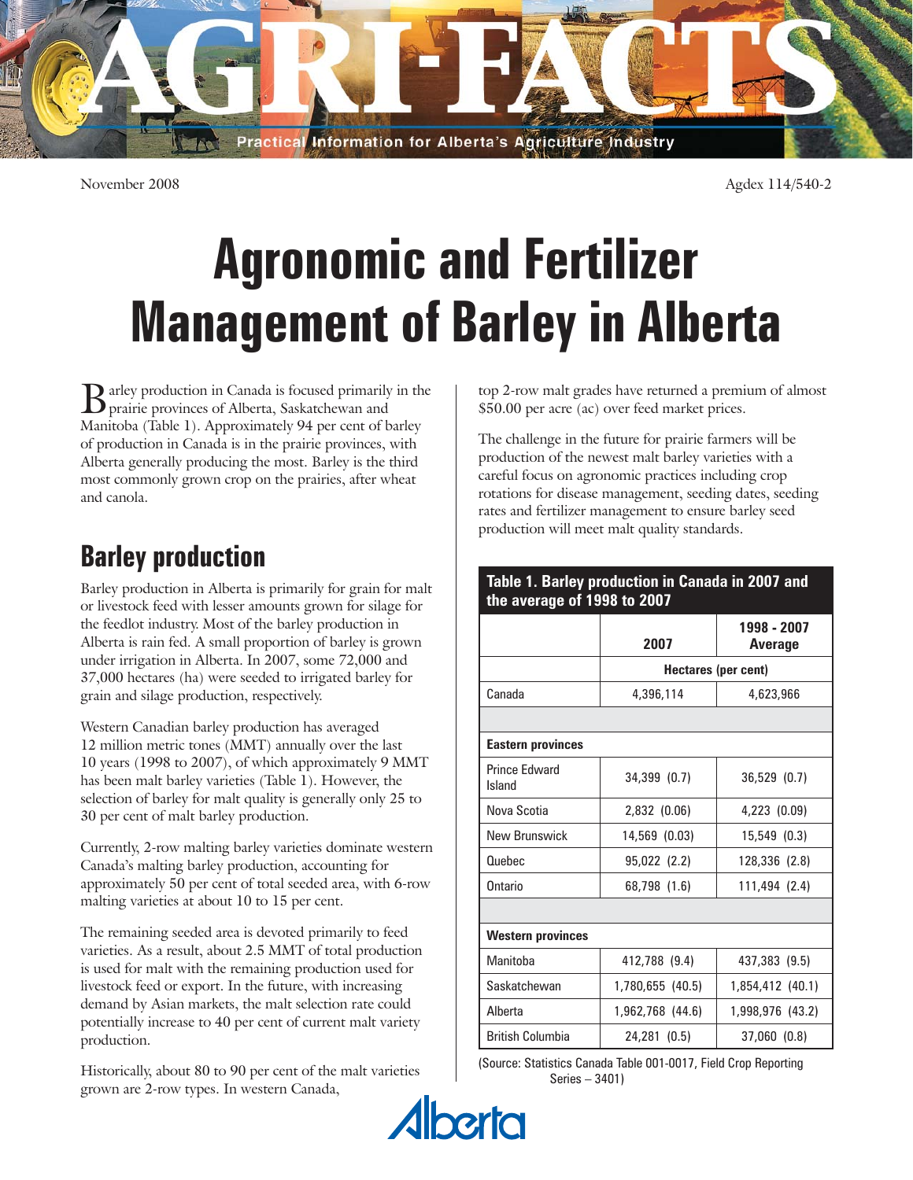November 2008

Agdex 114/540-2

# Agronomic and Fertilizer Management of Barley in Alberta

Barley production in Canada is focused primarily in the prairie provinces of Alberta, Saskatchewan and Manitoba (Table 1). Approximately 94 per cent of barley of production in Canada is in the prairie provinces, with Alberta generally producing the most. Barley is the third most commonly grown crop on the prairies, after wheat and canola.

## Barley production

Barley production in Alberta is primarily for grain for malt or livestock feed with lesser amounts grown for silage for the feedlot industry. Most of the barley production in Alberta is rain fed. A small proportion of barley is grown under irrigation in Alberta. In 2007, some 72,000 and 37,000 hectares (ha) were seeded to irrigated barley for grain and silage production, respectively.

Western Canadian barley production has averaged 12 million metric tones (MMT) annually over the last 10 years (1998 to 2007), of which approximately 9 MMT has been malt barley varieties (Table 1). However, the selection of barley for malt quality is generally only 25 to 30 per cent of malt barley production.

Currently, 2-row malting barley varieties dominate western Canada's malting barley production, accounting for approximately 50 per cent of total seeded area, with 6-row malting varieties at about 10 to 15 per cent.

The remaining seeded area is devoted primarily to feed varieties. As a result, about 2.5 MMT of total production is used for malt with the remaining production used for livestock feed or export. In the future, with increasing demand by Asian markets, the malt selection rate could potentially increase to 40 per cent of current malt variety production.

Historically, about 80 to 90 per cent of the malt varieties grown are 2-row types. In western Canada, top 2-row malt grades have returned a premium of almost $50.00 per acre (ac) over feed market prices.

The challenge in the future for prairie farmers will be production of the newest malt barley varieties with a careful focus on agronomic practices including crop rotations for disease management, seeding dates, seeding rates and fertilizer management to ensure barley seed production will meet malt quality standards.

**Table 1. Barley production in Canada in 2007 and the average of 1998 to 2007**

| | 2007 | 1998 - 2007 Average |
|---|---|---|
| | Hectares (per cent) | |
| Canada | 4,396,114 | 4,623,966 |
| **Eastern provinces** | | |
| Prince Edward Island | 34,399 (0.7) | 36,529 (0.7) |
| Nova Scotia | 2,832 (0.06) | 4,223 (0.09) |
| New Brunswick | 14,569 (0.03) | 15,549 (0.3) |
| Quebec | 95,022 (2.2) | 128,336 (2.8) |
| Ontario | 68,798 (1.6) | 111,494 (2.4) |
| **Western provinces** | | |
| Manitoba | 412,788 (9.4) | 437,383 (9.5) |
| Saskatchewan | 1,780,655 (40.5) | 1,854,412 (40.1) |
| Alberta | 1,962,768 (44.6) | 1,998,976 (43.2) |
| British Columbia | 24,281 (0.5) | 37,060 (0.8) |

(Source: Statistics Canada Table 001-0017, Field Crop Reporting Series – 3401)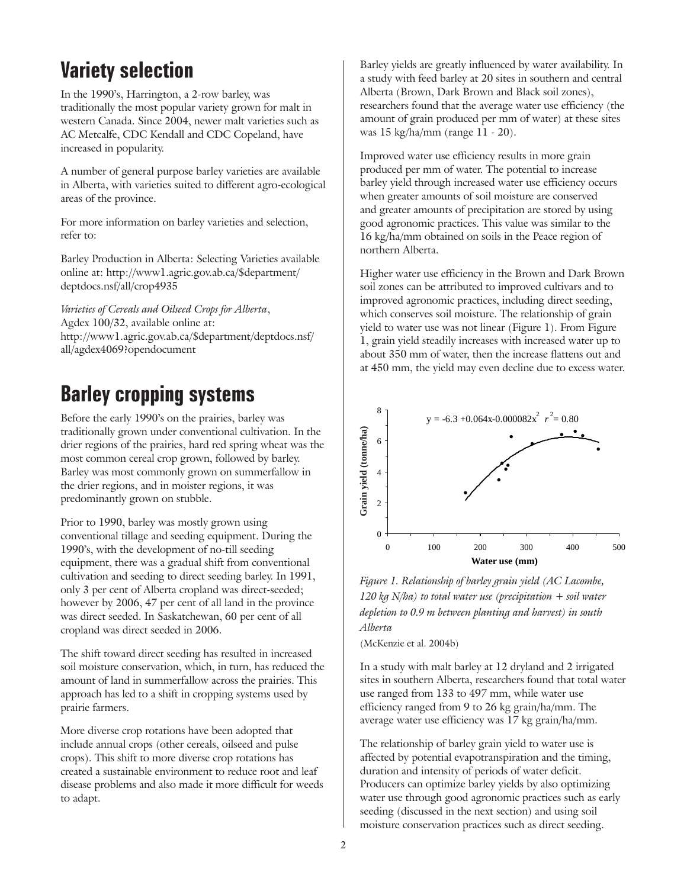## Variety selection

In the 1990's, Harrington, a 2-row barley, was traditionally the most popular variety grown for malt in western Canada. Since 2004, newer malt varieties such as AC Metcalfe, CDC Kendall and CDC Copeland, have increased in popularity.

A number of general purpose barley varieties are available in Alberta, with varieties suited to different agro-ecological areas of the province.

For more information on barley varieties and selection, refer to:

Barley Production in Alberta: Selecting Varieties available online at: http://www1.agric.gov.ab.ca/$department/deptdocs.nsf/all/crop4935

*Varieties of Cereals and Oilseed Crops for Alberta*, Agdex 100/32, available online at: http://www1.agric.gov.ab.ca/$department/deptdocs.nsf/all/agdex4069?opendocument

## Barley cropping systems

Before the early 1990's on the prairies, barley was traditionally grown under conventional cultivation. In the drier regions of the prairies, hard red spring wheat was the most common cereal crop grown, followed by barley. Barley was most commonly grown on summerfallow in the drier regions, and in moister regions, it was predominantly grown on stubble.

Prior to 1990, barley was mostly grown using conventional tillage and seeding equipment. During the 1990's, with the development of no-till seeding equipment, there was a gradual shift from conventional cultivation and seeding to direct seeding barley. In 1991, only 3 per cent of Alberta cropland was direct-seeded; however by 2006, 47 per cent of all land in the province was direct seeded. In Saskatchewan, 60 per cent of all cropland was direct seeded in 2006.

The shift toward direct seeding has resulted in increased soil moisture conservation, which, in turn, has reduced the amount of land in summerfallow across the prairies. This approach has led to a shift in cropping systems used by prairie farmers.

More diverse crop rotations have been adopted that include annual crops (other cereals, oilseed and pulse crops). This shift to more diverse crop rotations has created a sustainable environment to reduce root and leaf disease problems and also made it more difficult for weeds to adapt.

Barley yields are greatly influenced by water availability. In a study with feed barley at 20 sites in southern and central Alberta (Brown, Dark Brown and Black soil zones), researchers found that the average water use efficiency (the amount of grain produced per mm of water) at these sites was 15 kg/ha/mm (range 11 - 20).

Improved water use efficiency results in more grain produced per mm of water. The potential to increase barley yield through increased water use efficiency occurs when greater amounts of soil moisture are conserved and greater amounts of precipitation are stored by using good agronomic practices. This value was similar to the 16 kg/ha/mm obtained on soils in the Peace region of northern Alberta.

Higher water use efficiency in the Brown and Dark Brown soil zones can be attributed to improved cultivars and to improved agronomic practices, including direct seeding, which conserves soil moisture. The relationship of grain yield to water use was not linear (Figure 1). From Figure 1, grain yield steadily increases with increased water up to about 350 mm of water, then the increase flattens out and at 450 mm, the yield may even decline due to excess water.

$$y = -6.3 + 0.064x - 0.000082x^2 \quad r^2 = 0.80$$

*Figure 1. Relationship of barley grain yield (AC Lacombe, 120 kg N/ha) to total water use (precipitation + soil water depletion to 0.9 m between planting and harvest) in south Alberta*

(McKenzie et al. 2004b)

In a study with malt barley at 12 dryland and 2 irrigated sites in southern Alberta, researchers found that total water use ranged from 133 to 497 mm, while water use efficiency ranged from 9 to 26 kg grain/ha/mm. The average water use efficiency was 17 kg grain/ha/mm.

The relationship of barley grain yield to water use is affected by potential evapotranspiration and the timing, duration and intensity of periods of water deficit. Producers can optimize barley yields by also optimizing water use through good agronomic practices such as early seeding (discussed in the next section) and using soil moisture conservation practices such as direct seeding.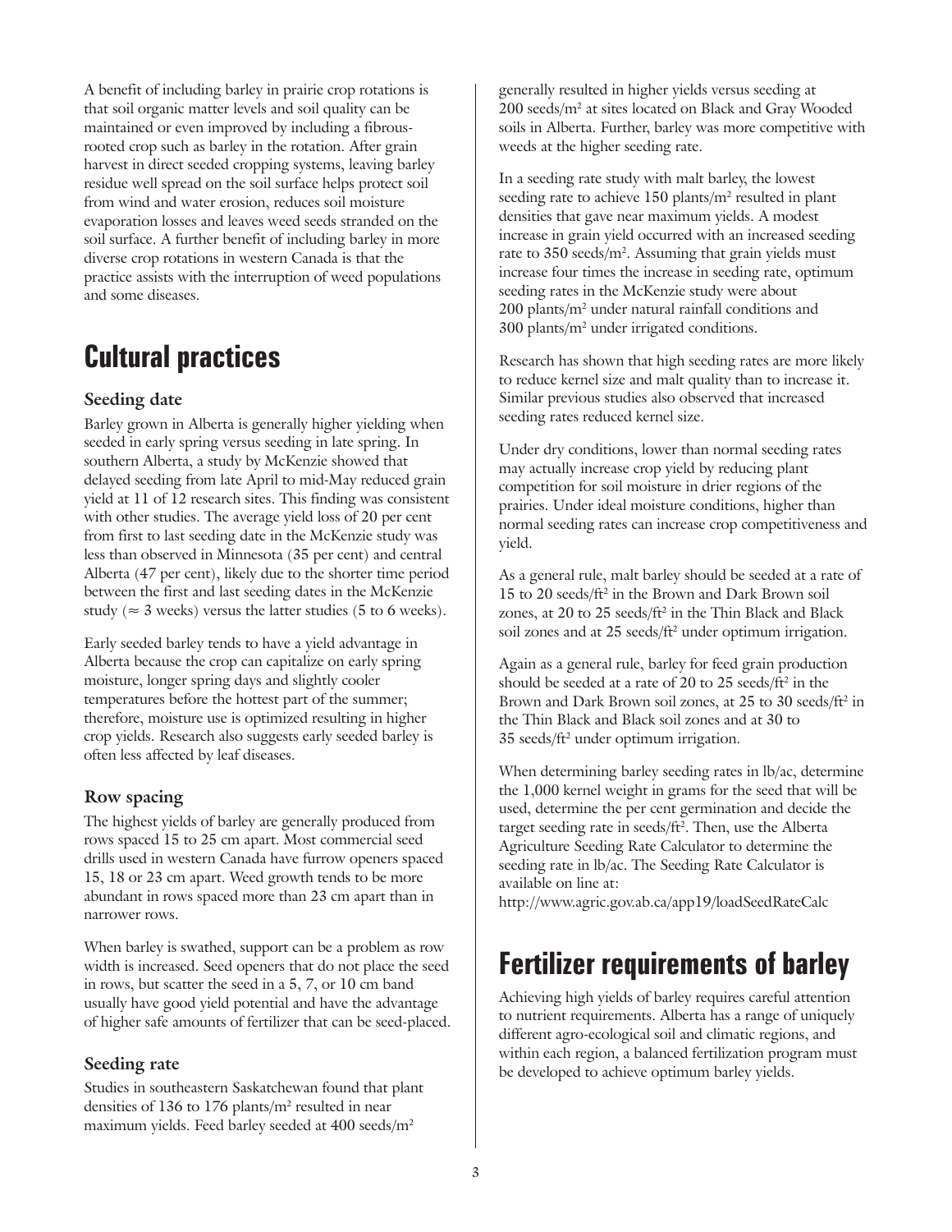A benefit of including barley in prairie crop rotations is that soil organic matter levels and soil quality can be maintained or even improved by including a fibrous-rooted crop such as barley in the rotation. After grain harvest in direct seeded cropping systems, leaving barley residue well spread on the soil surface helps protect soil from wind and water erosion, reduces soil moisture evaporation losses and leaves weed seeds stranded on the soil surface. A further benefit of including barley in more diverse crop rotations in western Canada is that the practice assists with the interruption of weed populations and some diseases.

# Cultural practices

### Seeding date

Barley grown in Alberta is generally higher yielding when seeded in early spring versus seeding in late spring. In southern Alberta, a study by McKenzie showed that delayed seeding from late April to mid-May reduced grain yield at 11 of 12 research sites. This finding was consistent with other studies. The average yield loss of 20 per cent from first to last seeding date in the McKenzie study was less than observed in Minnesota (35 per cent) and central Alberta (47 per cent), likely due to the shorter time period between the first and last seeding dates in the McKenzie study ($\approx$ 3 weeks) versus the latter studies (5 to 6 weeks).

Early seeded barley tends to have a yield advantage in Alberta because the crop can capitalize on early spring moisture, longer spring days and slightly cooler temperatures before the hottest part of the summer; therefore, moisture use is optimized resulting in higher crop yields. Research also suggests early seeded barley is often less affected by leaf diseases.

### Row spacing

The highest yields of barley are generally produced from rows spaced 15 to 25 cm apart. Most commercial seed drills used in western Canada have furrow openers spaced 15, 18 or 23 cm apart. Weed growth tends to be more abundant in rows spaced more than 23 cm apart than in narrower rows.

When barley is swathed, support can be a problem as row width is increased. Seed openers that do not place the seed in rows, but scatter the seed in a 5, 7, or 10 cm band usually have good yield potential and have the advantage of higher safe amounts of fertilizer that can be seed-placed.

### Seeding rate

Studies in southeastern Saskatchewan found that plant densities of 136 to 176 plants/m$^2$ resulted in near maximum yields. Feed barley seeded at 400 seeds/m$^2$ generally resulted in higher yields versus seeding at 200 seeds/m$^2$ at sites located on Black and Gray Wooded soils in Alberta. Further, barley was more competitive with weeds at the higher seeding rate.

In a seeding rate study with malt barley, the lowest seeding rate to achieve 150 plants/m$^2$ resulted in plant densities that gave near maximum yields. A modest increase in grain yield occurred with an increased seeding rate to 350 seeds/m$^2$. Assuming that grain yields must increase four times the increase in seeding rate, optimum seeding rates in the McKenzie study were about 200 plants/m$^2$ under natural rainfall conditions and 300 plants/m$^2$ under irrigated conditions.

Research has shown that high seeding rates are more likely to reduce kernel size and malt quality than to increase it. Similar previous studies also observed that increased seeding rates reduced kernel size.

Under dry conditions, lower than normal seeding rates may actually increase crop yield by reducing plant competition for soil moisture in drier regions of the prairies. Under ideal moisture conditions, higher than normal seeding rates can increase crop competitiveness and yield.

As a general rule, malt barley should be seeded at a rate of 15 to 20 seeds/ft$^2$ in the Brown and Dark Brown soil zones, at 20 to 25 seeds/ft$^2$ in the Thin Black and Black soil zones and at 25 seeds/ft$^2$ under optimum irrigation.

Again as a general rule, barley for feed grain production should be seeded at a rate of 20 to 25 seeds/ft$^2$ in the Brown and Dark Brown soil zones, at 25 to 30 seeds/ft$^2$ in the Thin Black and Black soil zones and at 30 to 35 seeds/ft$^2$ under optimum irrigation.

When determining barley seeding rates in lb/ac, determine the 1,000 kernel weight in grams for the seed that will be used, determine the per cent germination and decide the target seeding rate in seeds/ft$^2$. Then, use the Alberta Agriculture Seeding Rate Calculator to determine the seeding rate in lb/ac. The Seeding Rate Calculator is available on line at:
http://www.agric.gov.ab.ca/app19/loadSeedRateCalc

# Fertilizer requirements of barley

Achieving high yields of barley requires careful attention to nutrient requirements. Alberta has a range of uniquely different agro-ecological soil and climatic regions, and within each region, a balanced fertilization program must be developed to achieve optimum barley yields.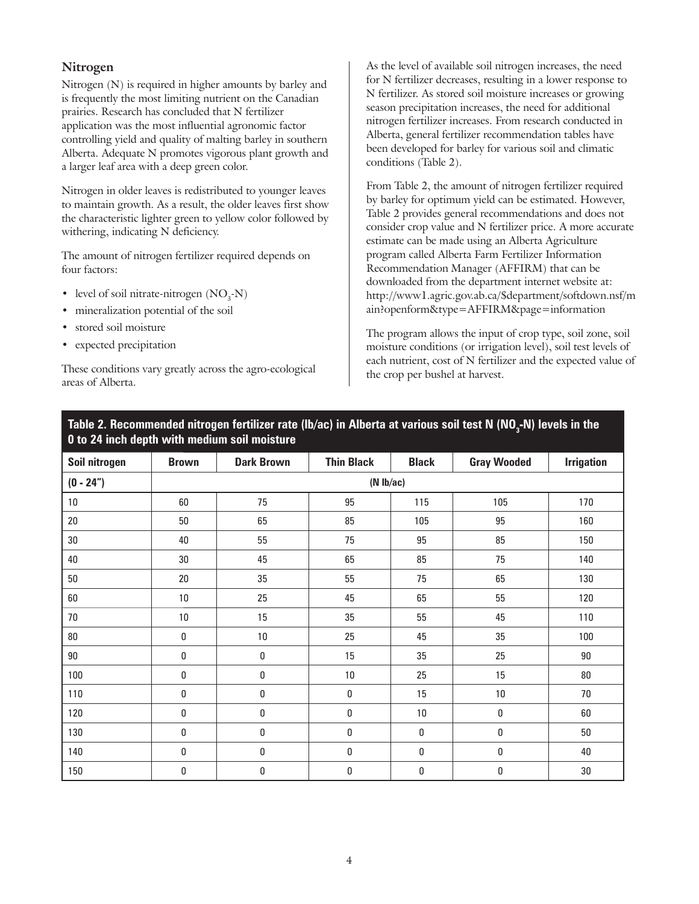## Nitrogen

Nitrogen (N) is required in higher amounts by barley and is frequently the most limiting nutrient on the Canadian prairies. Research has concluded that N fertilizer application was the most influential agronomic factor controlling yield and quality of malting barley in southern Alberta. Adequate N promotes vigorous plant growth and a larger leaf area with a deep green color.

Nitrogen in older leaves is redistributed to younger leaves to maintain growth. As a result, the older leaves first show the characteristic lighter green to yellow color followed by withering, indicating N deficiency.

The amount of nitrogen fertilizer required depends on four factors:

- level of soil nitrate-nitrogen ($NO_3$-N)
- mineralization potential of the soil
- stored soil moisture
- expected precipitation

These conditions vary greatly across the agro-ecological areas of Alberta.

As the level of available soil nitrogen increases, the need for N fertilizer decreases, resulting in a lower response to N fertilizer. As stored soil moisture increases or growing season precipitation increases, the need for additional nitrogen fertilizer increases. From research conducted in Alberta, general fertilizer recommendation tables have been developed for barley for various soil and climatic conditions (Table 2).

From Table 2, the amount of nitrogen fertilizer required by barley for optimum yield can be estimated. However, Table 2 provides general recommendations and does not consider crop value and N fertilizer price. A more accurate estimate can be made using an Alberta Agriculture program called Alberta Farm Fertilizer Information Recommendation Manager (AFFIRM) that can be downloaded from the department internet website at: http://www1.agric.gov.ab.ca/$department/softdown.nsf/main?openform&type=AFFIRM&page=information

The program allows the input of crop type, soil zone, soil moisture conditions (or irrigation level), soil test levels of each nutrient, cost of N fertilizer and the expected value of the crop per bushel at harvest.

**Table 2. Recommended nitrogen fertilizer rate (lb/ac) in Alberta at various soil test N ($NO_3$-N) levels in the 0 to 24 inch depth with medium soil moisture**

| Soil nitrogen | Brown | Dark Brown | Thin Black | Black | Gray Wooded | Irrigation |
|---|---|---|---|---|---|---|
| (0 - 24") | | | (N lb/ac) | | | |
| 10 | 60 | 75 | 95 | 115 | 105 | 170 |
| 20 | 50 | 65 | 85 | 105 | 95 | 160 |
| 30 | 40 | 55 | 75 | 95 | 85 | 150 |
| 40 | 30 | 45 | 65 | 85 | 75 | 140 |
| 50 | 20 | 35 | 55 | 75 | 65 | 130 |
| 60 | 10 | 25 | 45 | 65 | 55 | 120 |
| 70 | 10 | 15 | 35 | 55 | 45 | 110 |
| 80 | 0 | 10 | 25 | 45 | 35 | 100 |
| 90 | 0 | 0 | 15 | 35 | 25 | 90 |
| 100 | 0 | 0 | 10 | 25 | 15 | 80 |
| 110 | 0 | 0 | 0 | 15 | 10 | 70 |
| 120 | 0 | 0 | 0 | 10 | 0 | 60 |
| 130 | 0 | 0 | 0 | 0 | 0 | 50 |
| 140 | 0 | 0 | 0 | 0 | 0 | 40 |
| 150 | 0 | 0 | 0 | 0 | 0 | 30 |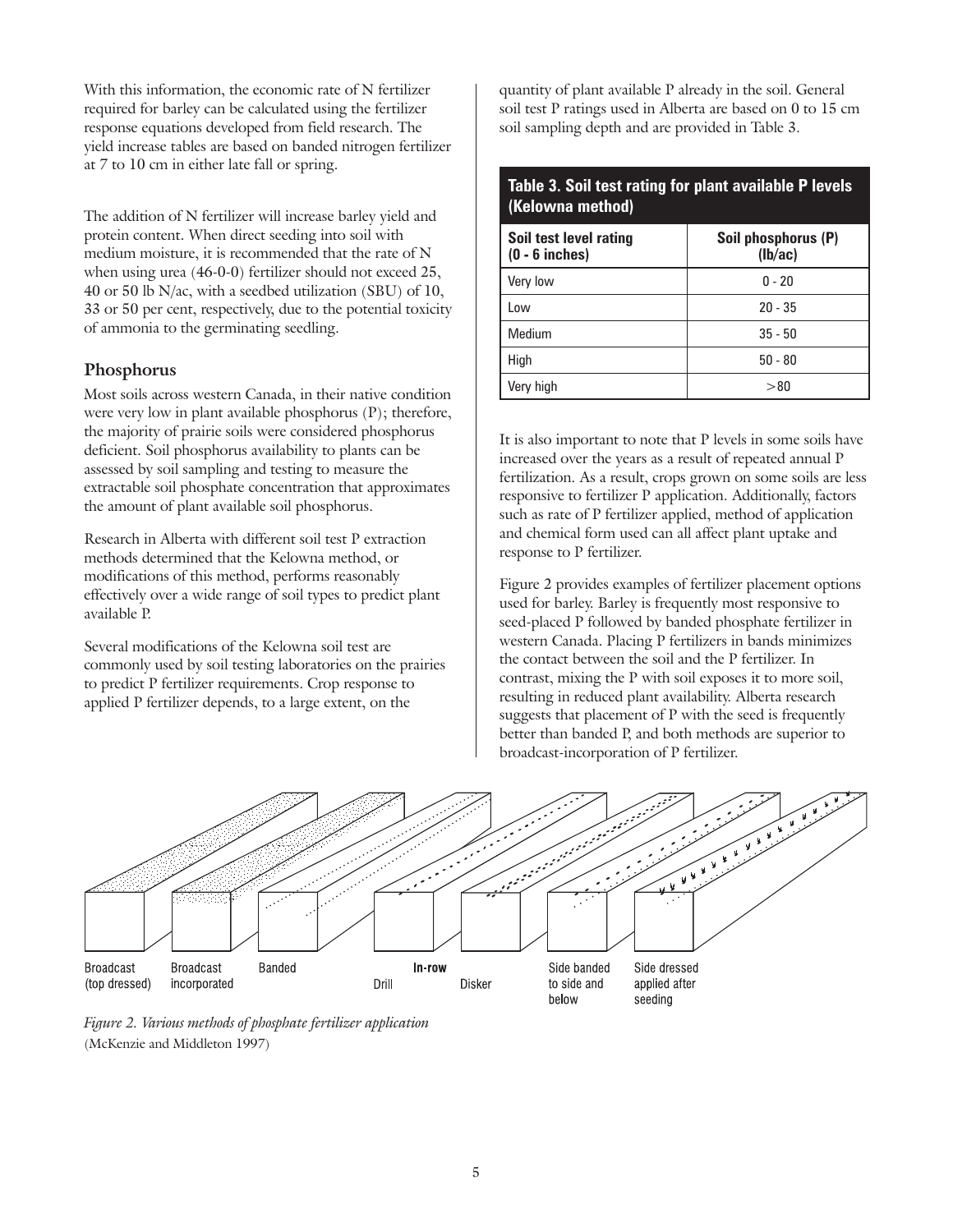With this information, the economic rate of N fertilizer required for barley can be calculated using the fertilizer response equations developed from field research. The yield increase tables are based on banded nitrogen fertilizer at 7 to 10 cm in either late fall or spring.

The addition of N fertilizer will increase barley yield and protein content. When direct seeding into soil with medium moisture, it is recommended that the rate of N when using urea (46-0-0) fertilizer should not exceed 25, 40 or 50 lb N/ac, with a seedbed utilization (SBU) of 10, 33 or 50 per cent, respectively, due to the potential toxicity of ammonia to the germinating seedling.

## Phosphorus

Most soils across western Canada, in their native condition were very low in plant available phosphorus (P); therefore, the majority of prairie soils were considered phosphorus deficient. Soil phosphorus availability to plants can be assessed by soil sampling and testing to measure the extractable soil phosphate concentration that approximates the amount of plant available soil phosphorus.

Research in Alberta with different soil test P extraction methods determined that the Kelowna method, or modifications of this method, performs reasonably effectively over a wide range of soil types to predict plant available P.

Several modifications of the Kelowna soil test are commonly used by soil testing laboratories on the prairies to predict P fertilizer requirements. Crop response to applied P fertilizer depends, to a large extent, on the quantity of plant available P already in the soil. General soil test P ratings used in Alberta are based on 0 to 15 cm soil sampling depth and are provided in Table 3.

**Table 3. Soil test rating for plant available P levels (Kelowna method)**

| Soil test level rating (0 - 6 inches) | Soil phosphorus (P) (lb/ac) |
|---|---|
| Very low | 0 - 20 |
| Low | 20 - 35 |
| Medium | 35 - 50 |
| High | 50 - 80 |
| Very high | >80 |

It is also important to note that P levels in some soils have increased over the years as a result of repeated annual P fertilization. As a result, crops grown on some soils are less responsive to fertilizer P application. Additionally, factors such as rate of P fertilizer applied, method of application and chemical form used can all affect plant uptake and response to P fertilizer.

Figure 2 provides examples of fertilizer placement options used for barley. Barley is frequently most responsive to seed-placed P followed by banded phosphate fertilizer in western Canada. Placing P fertilizers in bands minimizes the contact between the soil and the P fertilizer. In contrast, mixing the P with soil exposes it to more soil, resulting in reduced plant availability. Alberta research suggests that placement of P with the seed is frequently better than banded P, and both methods are superior to broadcast-incorporation of P fertilizer.

Broadcast (top dressed) | Broadcast incorporated | Banded | In-row: Drill, Disker | Side banded to side and below | Side dressed applied after seeding

*Figure 2. Various methods of phosphate fertilizer application* (McKenzie and Middleton 1997)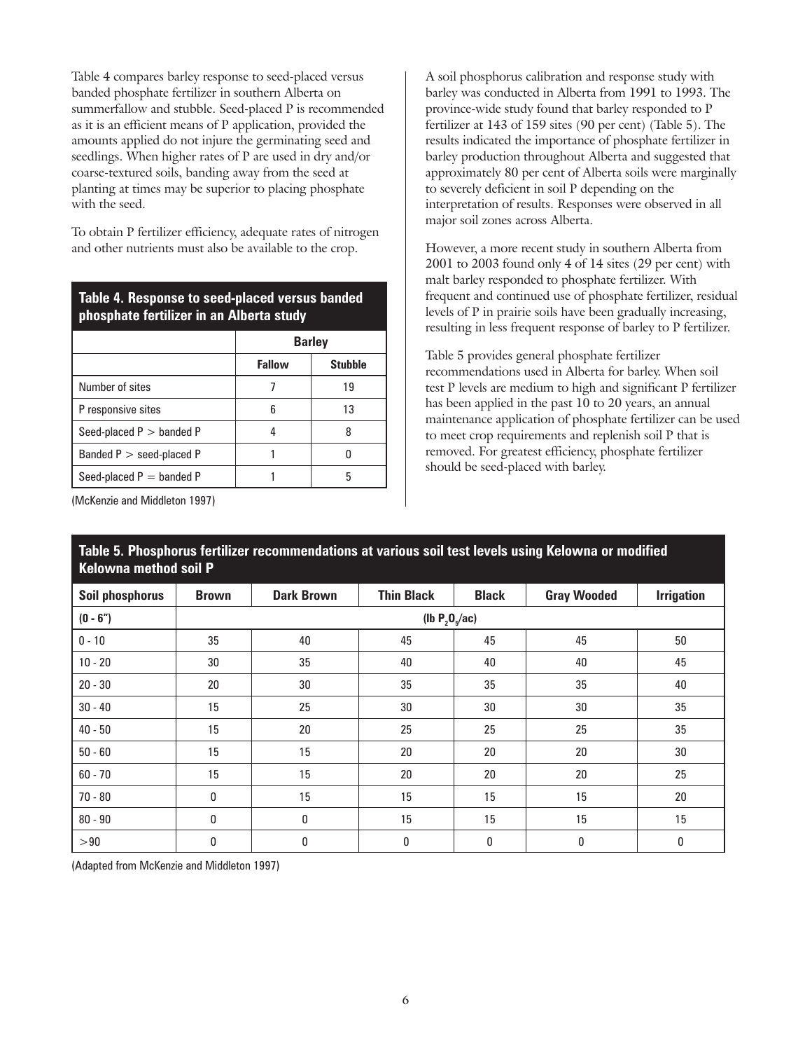Table 4 compares barley response to seed-placed versus banded phosphate fertilizer in southern Alberta on summerfallow and stubble. Seed-placed P is recommended as it is an efficient means of P application, provided the amounts applied do not injure the germinating seed and seedlings. When higher rates of P are used in dry and/or coarse-textured soils, banding away from the seed at planting at times may be superior to placing phosphate with the seed.

To obtain P fertilizer efficiency, adequate rates of nitrogen and other nutrients must also be available to the crop.

**Table 4. Response to seed-placed versus banded phosphate fertilizer in an Alberta study**

| | Barley | |
|---|---|---|
| | **Fallow** | **Stubble** |
| Number of sites | 7 | 19 |
| P responsive sites | 6 | 13 |
| Seed-placed P > banded P | 4 | 8 |
| Banded P > seed-placed P | 1 | 0 |
| Seed-placed P = banded P | 1 | 5 |

(McKenzie and Middleton 1997)

A soil phosphorus calibration and response study with barley was conducted in Alberta from 1991 to 1993. The province-wide study found that barley responded to P fertilizer at 143 of 159 sites (90 per cent) (Table 5). The results indicated the importance of phosphate fertilizer in barley production throughout Alberta and suggested that approximately 80 per cent of Alberta soils were marginally to severely deficient in soil P depending on the interpretation of results. Responses were observed in all major soil zones across Alberta.

However, a more recent study in southern Alberta from 2001 to 2003 found only 4 of 14 sites (29 per cent) with malt barley responded to phosphate fertilizer. With frequent and continued use of phosphate fertilizer, residual levels of P in prairie soils have been gradually increasing, resulting in less frequent response of barley to P fertilizer.

Table 5 provides general phosphate fertilizer recommendations used in Alberta for barley. When soil test P levels are medium to high and significant P fertilizer has been applied in the past 10 to 20 years, an annual maintenance application of phosphate fertilizer can be used to meet crop requirements and replenish soil P that is removed. For greatest efficiency, phosphate fertilizer should be seed-placed with barley.

**Table 5. Phosphorus fertilizer recommendations at various soil test levels using Kelowna or modified Kelowna method soil P**

| Soil phosphorus | Brown | Dark Brown | Thin Black | Black | Gray Wooded | Irrigation |
|---|---|---|---|---|---|---|
| (0 - 6") | (lb $P_2O_5$/ac) | | | | | |
| 0 - 10 | 35 | 40 | 45 | 45 | 45 | 50 |
| 10 - 20 | 30 | 35 | 40 | 40 | 40 | 45 |
| 20 - 30 | 20 | 30 | 35 | 35 | 35 | 40 |
| 30 - 40 | 15 | 25 | 30 | 30 | 30 | 35 |
| 40 - 50 | 15 | 20 | 25 | 25 | 25 | 35 |
| 50 - 60 | 15 | 15 | 20 | 20 | 20 | 30 |
| 60 - 70 | 15 | 15 | 20 | 20 | 20 | 25 |
| 70 - 80 | 0 | 15 | 15 | 15 | 15 | 20 |
| 80 - 90 | 0 | 0 | 15 | 15 | 15 | 15 |
| >90 | 0 | 0 | 0 | 0 | 0 | 0 |

(Adapted from McKenzie and Middleton 1997)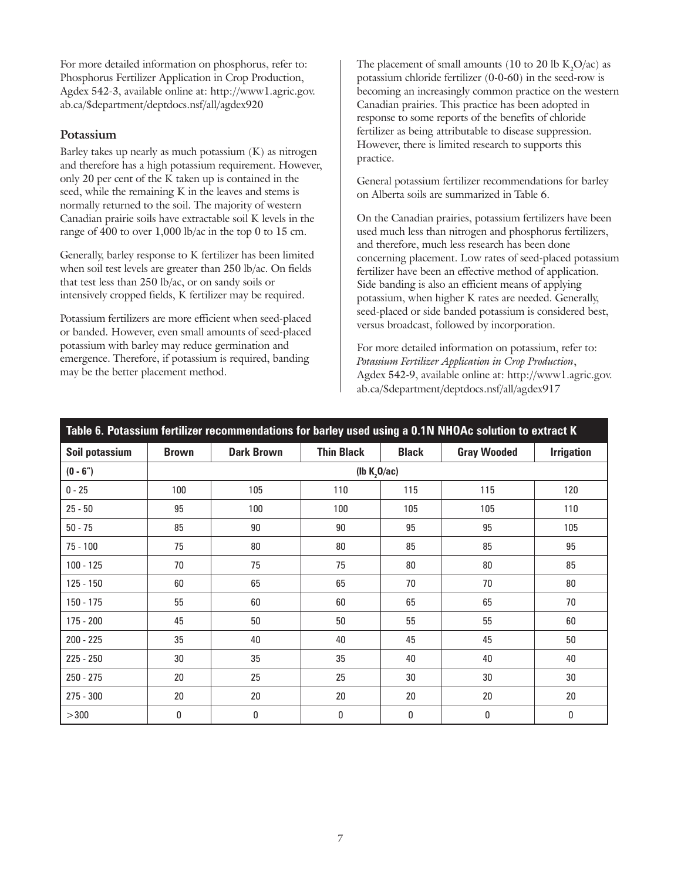For more detailed information on phosphorus, refer to: Phosphorus Fertilizer Application in Crop Production, Agdex 542-3, available online at: http://www1.agric.gov.ab.ca/$department/deptdocs.nsf/all/agdex920

### Potassium

Barley takes up nearly as much potassium (K) as nitrogen and therefore has a high potassium requirement. However, only 20 per cent of the K taken up is contained in the seed, while the remaining K in the leaves and stems is normally returned to the soil. The majority of western Canadian prairie soils have extractable soil K levels in the range of 400 to over 1,000 lb/ac in the top 0 to 15 cm.

Generally, barley response to K fertilizer has been limited when soil test levels are greater than 250 lb/ac. On fields that test less than 250 lb/ac, or on sandy soils or intensively cropped fields, K fertilizer may be required.

Potassium fertilizers are more efficient when seed-placed or banded. However, even small amounts of seed-placed potassium with barley may reduce germination and emergence. Therefore, if potassium is required, banding may be the better placement method.

The placement of small amounts (10 to 20 lb $K_2O$/ac) as potassium chloride fertilizer (0-0-60) in the seed-row is becoming an increasingly common practice on the western Canadian prairies. This practice has been adopted in response to some reports of the benefits of chloride fertilizer as being attributable to disease suppression. However, there is limited research to supports this practice.

General potassium fertilizer recommendations for barley on Alberta soils are summarized in Table 6.

On the Canadian prairies, potassium fertilizers have been used much less than nitrogen and phosphorus fertilizers, and therefore, much less research has been done concerning placement. Low rates of seed-placed potassium fertilizer have been an effective method of application. Side banding is also an efficient means of applying potassium, when higher K rates are needed. Generally, seed-placed or side banded potassium is considered best, versus broadcast, followed by incorporation.

For more detailed information on potassium, refer to: *Potassium Fertilizer Application in Crop Production*, Agdex 542-9, available online at: http://www1.agric.gov.ab.ca/$department/deptdocs.nsf/all/agdex917

**Table 6. Potassium fertilizer recommendations for barley used using a 0.1N NHOAc solution to extract K**

| Soil potassium | Brown | Dark Brown | Thin Black | Black | Gray Wooded | Irrigation |
|---|---|---|---|---|---|---|
| (0 - 6") | (lb $K_2O$/ac) | | | | | |
| 0 - 25 | 100 | 105 | 110 | 115 | 115 | 120 |
| 25 - 50 | 95 | 100 | 100 | 105 | 105 | 110 |
| 50 - 75 | 85 | 90 | 90 | 95 | 95 | 105 |
| 75 - 100 | 75 | 80 | 80 | 85 | 85 | 95 |
| 100 - 125 | 70 | 75 | 75 | 80 | 80 | 85 |
| 125 - 150 | 60 | 65 | 65 | 70 | 70 | 80 |
| 150 - 175 | 55 | 60 | 60 | 65 | 65 | 70 |
| 175 - 200 | 45 | 50 | 50 | 55 | 55 | 60 |
| 200 - 225 | 35 | 40 | 40 | 45 | 45 | 50 |
| 225 - 250 | 30 | 35 | 35 | 40 | 40 | 40 |
| 250 - 275 | 20 | 25 | 25 | 30 | 30 | 30 |
| 275 - 300 | 20 | 20 | 20 | 20 | 20 | 20 |
| >300 | 0 | 0 | 0 | 0 | 0 | 0 |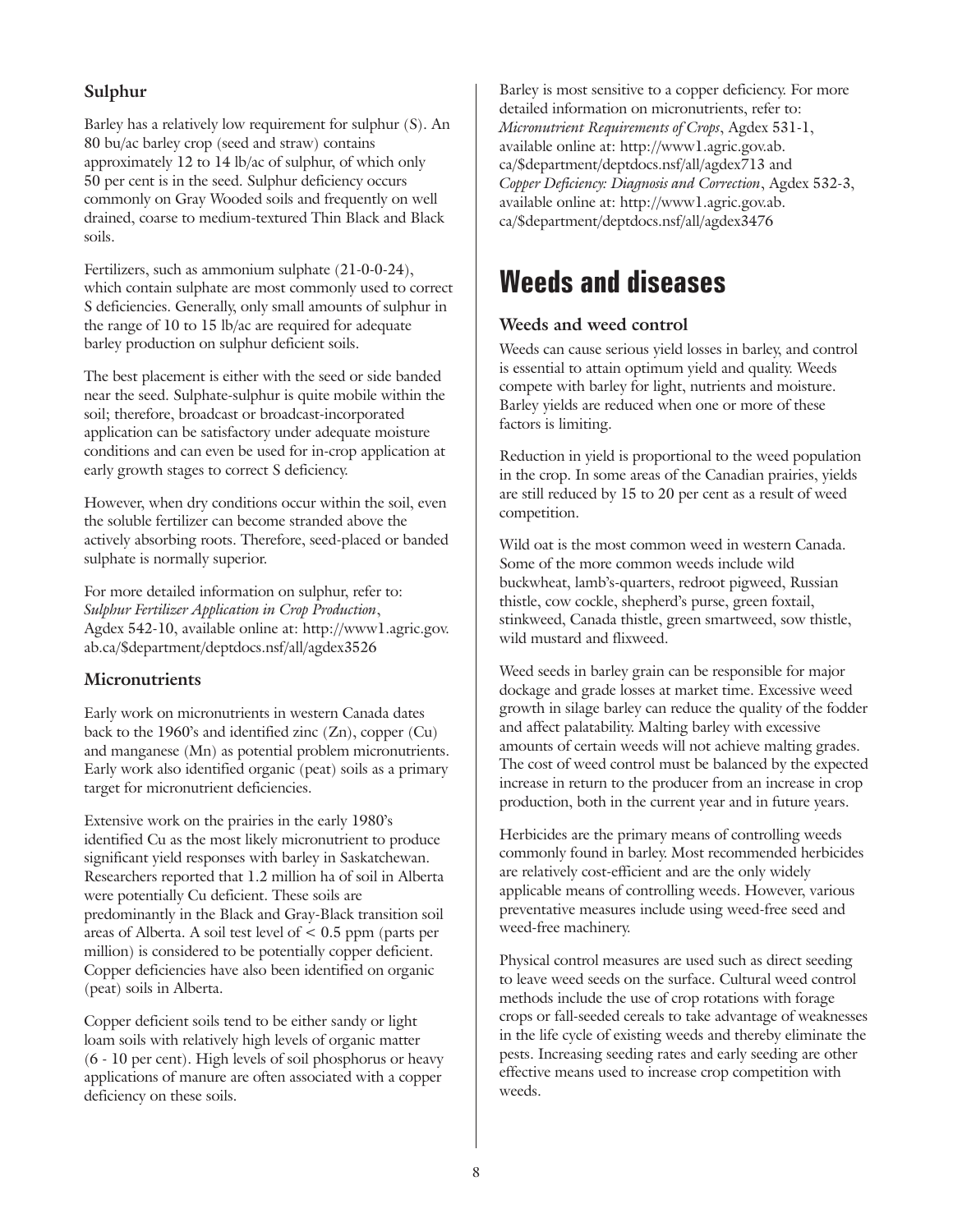### Sulphur

Barley has a relatively low requirement for sulphur (S). An 80 bu/ac barley crop (seed and straw) contains approximately 12 to 14 lb/ac of sulphur, of which only 50 per cent is in the seed. Sulphur deficiency occurs commonly on Gray Wooded soils and frequently on well drained, coarse to medium-textured Thin Black and Black soils.

Fertilizers, such as ammonium sulphate (21-0-0-24), which contain sulphate are most commonly used to correct S deficiencies. Generally, only small amounts of sulphur in the range of 10 to 15 lb/ac are required for adequate barley production on sulphur deficient soils.

The best placement is either with the seed or side banded near the seed. Sulphate-sulphur is quite mobile within the soil; therefore, broadcast or broadcast-incorporated application can be satisfactory under adequate moisture conditions and can even be used for in-crop application at early growth stages to correct S deficiency.

However, when dry conditions occur within the soil, even the soluble fertilizer can become stranded above the actively absorbing roots. Therefore, seed-placed or banded sulphate is normally superior.

For more detailed information on sulphur, refer to: *Sulphur Fertilizer Application in Crop Production*, Agdex 542-10, available online at: http://www1.agric.gov.ab.ca/$department/deptdocs.nsf/all/agdex3526

### Micronutrients

Early work on micronutrients in western Canada dates back to the 1960's and identified zinc (Zn), copper (Cu) and manganese (Mn) as potential problem micronutrients. Early work also identified organic (peat) soils as a primary target for micronutrient deficiencies.

Extensive work on the prairies in the early 1980's identified Cu as the most likely micronutrient to produce significant yield responses with barley in Saskatchewan. Researchers reported that 1.2 million ha of soil in Alberta were potentially Cu deficient. These soils are predominantly in the Black and Gray-Black transition soil areas of Alberta. A soil test level of < 0.5 ppm (parts per million) is considered to be potentially copper deficient. Copper deficiencies have also been identified on organic (peat) soils in Alberta.

Copper deficient soils tend to be either sandy or light loam soils with relatively high levels of organic matter (6 - 10 per cent). High levels of soil phosphorus or heavy applications of manure are often associated with a copper deficiency on these soils.

Barley is most sensitive to a copper deficiency. For more detailed information on micronutrients, refer to: *Micronutrient Requirements of Crops*, Agdex 531-1, available online at: http://www1.agric.gov.ab.ca/$department/deptdocs.nsf/all/agdex713 and *Copper Deficiency: Diagnosis and Correction*, Agdex 532-3, available online at: http://www1.agric.gov.ab.ca/$department/deptdocs.nsf/all/agdex3476

# Weeds and diseases

### Weeds and weed control

Weeds can cause serious yield losses in barley, and control is essential to attain optimum yield and quality. Weeds compete with barley for light, nutrients and moisture. Barley yields are reduced when one or more of these factors is limiting.

Reduction in yield is proportional to the weed population in the crop. In some areas of the Canadian prairies, yields are still reduced by 15 to 20 per cent as a result of weed competition.

Wild oat is the most common weed in western Canada. Some of the more common weeds include wild buckwheat, lamb's-quarters, redroot pigweed, Russian thistle, cow cockle, shepherd's purse, green foxtail, stinkweed, Canada thistle, green smartweed, sow thistle, wild mustard and flixweed.

Weed seeds in barley grain can be responsible for major dockage and grade losses at market time. Excessive weed growth in silage barley can reduce the quality of the fodder and affect palatability. Malting barley with excessive amounts of certain weeds will not achieve malting grades. The cost of weed control must be balanced by the expected increase in return to the producer from an increase in crop production, both in the current year and in future years.

Herbicides are the primary means of controlling weeds commonly found in barley. Most recommended herbicides are relatively cost-efficient and are the only widely applicable means of controlling weeds. However, various preventative measures include using weed-free seed and weed-free machinery.

Physical control measures are used such as direct seeding to leave weed seeds on the surface. Cultural weed control methods include the use of crop rotations with forage crops or fall-seeded cereals to take advantage of weaknesses in the life cycle of existing weeds and thereby eliminate the pests. Increasing seeding rates and early seeding are other effective means used to increase crop competition with weeds.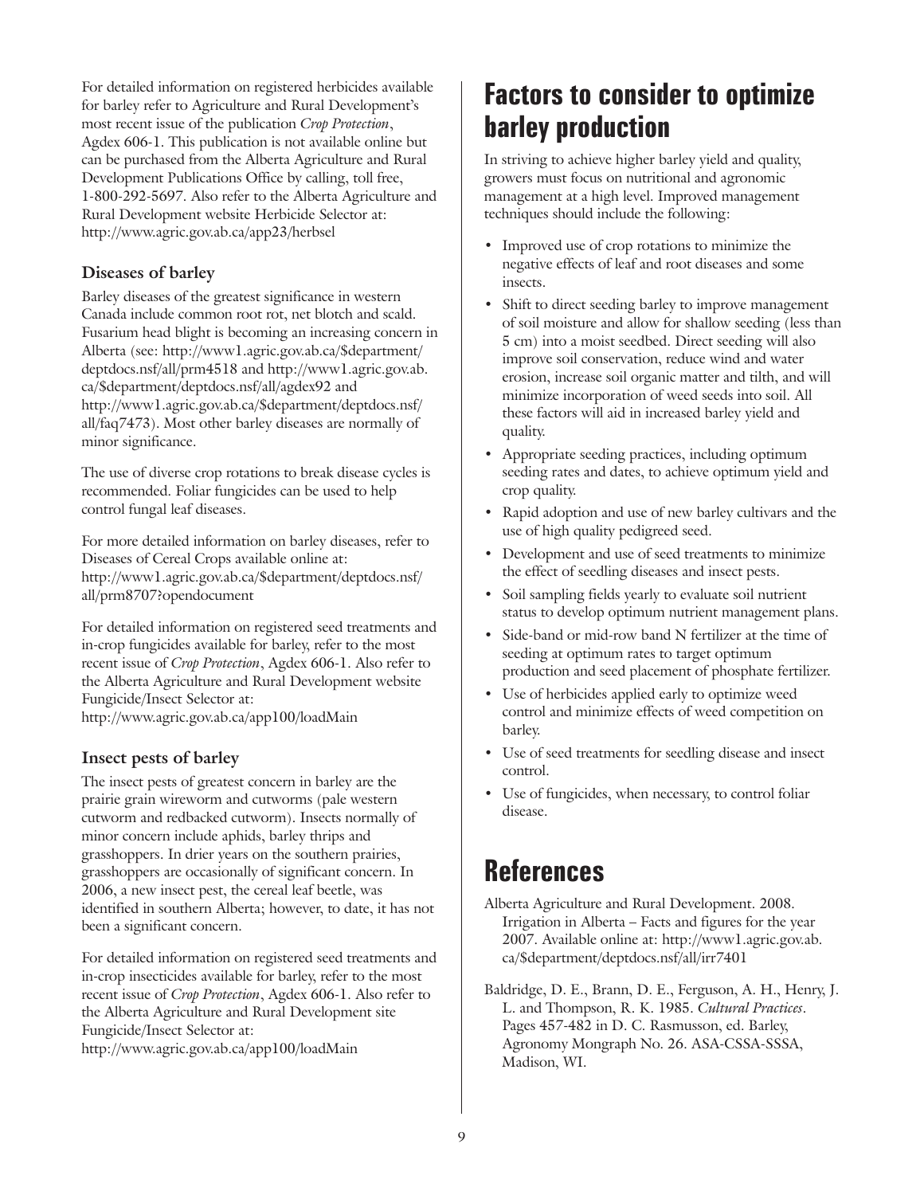For detailed information on registered herbicides available for barley refer to Agriculture and Rural Development's most recent issue of the publication *Crop Protection*, Agdex 606-1. This publication is not available online but can be purchased from the Alberta Agriculture and Rural Development Publications Office by calling, toll free, 1-800-292-5697. Also refer to the Alberta Agriculture and Rural Development website Herbicide Selector at: http://www.agric.gov.ab.ca/app23/herbsel

### Diseases of barley

Barley diseases of the greatest significance in western Canada include common root rot, net blotch and scald. Fusarium head blight is becoming an increasing concern in Alberta (see: http://www1.agric.gov.ab.ca/$department/deptdocs.nsf/all/prm4518 and http://www1.agric.gov.ab.ca/$department/deptdocs.nsf/all/agdex92 and http://www1.agric.gov.ab.ca/$department/deptdocs.nsf/all/faq7473). Most other barley diseases are normally of minor significance.

The use of diverse crop rotations to break disease cycles is recommended. Foliar fungicides can be used to help control fungal leaf diseases.

For more detailed information on barley diseases, refer to Diseases of Cereal Crops available online at: http://www1.agric.gov.ab.ca/$department/deptdocs.nsf/all/prm8707?opendocument

For detailed information on registered seed treatments and in-crop fungicides available for barley, refer to the most recent issue of *Crop Protection*, Agdex 606-1. Also refer to the Alberta Agriculture and Rural Development website Fungicide/Insect Selector at: http://www.agric.gov.ab.ca/app100/loadMain

### Insect pests of barley

The insect pests of greatest concern in barley are the prairie grain wireworm and cutworms (pale western cutworm and redbacked cutworm). Insects normally of minor concern include aphids, barley thrips and grasshoppers. In drier years on the southern prairies, grasshoppers are occasionally of significant concern. In 2006, a new insect pest, the cereal leaf beetle, was identified in southern Alberta; however, to date, it has not been a significant concern.

For detailed information on registered seed treatments and in-crop insecticides available for barley, refer to the most recent issue of *Crop Protection*, Agdex 606-1. Also refer to the Alberta Agriculture and Rural Development site Fungicide/Insect Selector at: http://www.agric.gov.ab.ca/app100/loadMain

## Factors to consider to optimize barley production

In striving to achieve higher barley yield and quality, growers must focus on nutritional and agronomic management at a high level. Improved management techniques should include the following:

- Improved use of crop rotations to minimize the negative effects of leaf and root diseases and some insects.
- Shift to direct seeding barley to improve management of soil moisture and allow for shallow seeding (less than 5 cm) into a moist seedbed. Direct seeding will also improve soil conservation, reduce wind and water erosion, increase soil organic matter and tilth, and will minimize incorporation of weed seeds into soil. All these factors will aid in increased barley yield and quality.
- Appropriate seeding practices, including optimum seeding rates and dates, to achieve optimum yield and crop quality.
- Rapid adoption and use of new barley cultivars and the use of high quality pedigreed seed.
- Development and use of seed treatments to minimize the effect of seedling diseases and insect pests.
- Soil sampling fields yearly to evaluate soil nutrient status to develop optimum nutrient management plans.
- Side-band or mid-row band N fertilizer at the time of seeding at optimum rates to target optimum production and seed placement of phosphate fertilizer.
- Use of herbicides applied early to optimize weed control and minimize effects of weed competition on barley.
- Use of seed treatments for seedling disease and insect control.
- Use of fungicides, when necessary, to control foliar disease.

## References

Alberta Agriculture and Rural Development. 2008. Irrigation in Alberta – Facts and figures for the year 2007. Available online at: http://www1.agric.gov.ab.ca/$department/deptdocs.nsf/all/irr7401

Baldridge, D. E., Brann, D. E., Ferguson, A. H., Henry, J. L. and Thompson, R. K. 1985. *Cultural Practices*. Pages 457-482 in D. C. Rasmusson, ed. Barley, Agronomy Mongraph No. 26. ASA-CSSA-SSSA, Madison, WI.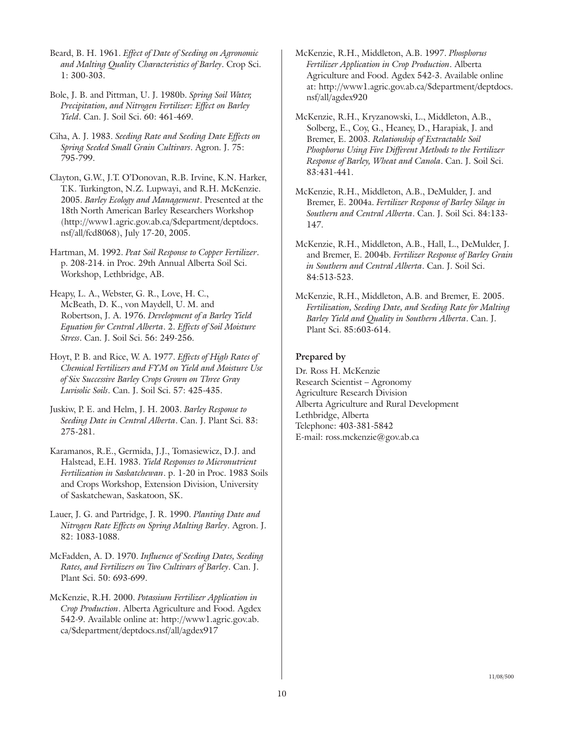Beard, B. H. 1961. *Effect of Date of Seeding on Agronomic and Malting Quality Characteristics of Barley*. Crop Sci. 1: 300-303.

Bole, J. B. and Pittman, U. J. 1980b. *Spring Soil Water, Precipitation, and Nitrogen Fertilizer: Effect on Barley Yield*. Can. J. Soil Sci. 60: 461-469.

Ciha, A. J. 1983. *Seeding Rate and Seeding Date Effects on Spring Seeded Small Grain Cultivars*. Agron. J. 75: 795-799.

Clayton, G.W., J.T. O'Donovan, R.B. Irvine, K.N. Harker, T.K. Turkington, N.Z. Lupwayi, and R.H. McKenzie. 2005. *Barley Ecology and Management*. Presented at the 18th North American Barley Researchers Workshop (http://www1.agric.gov.ab.ca/$department/deptdocs.nsf/all/fcd8068), July 17-20, 2005.

Hartman, M. 1992. *Peat Soil Response to Copper Fertilizer*. p. 208-214. in Proc. 29th Annual Alberta Soil Sci. Workshop, Lethbridge, AB.

Heapy, L. A., Webster, G. R., Love, H. C., McBeath, D. K., von Maydell, U. M. and Robertson, J. A. 1976. *Development of a Barley Yield Equation for Central Alberta*. 2. *Effects of Soil Moisture Stress*. Can. J. Soil Sci. 56: 249-256.

Hoyt, P. B. and Rice, W. A. 1977. *Effects of High Rates of Chemical Fertilizers and FYM on Yield and Moisture Use of Six Successive Barley Crops Grown on Three Gray Luvisolic Soils*. Can. J. Soil Sci. 57: 425-435.

Juskiw, P. E. and Helm, J. H. 2003. *Barley Response to Seeding Date in Central Alberta*. Can. J. Plant Sci. 83: 275-281.

Karamanos, R.E., Germida, J.J., Tomasiewicz, D.J. and Halstead, E.H. 1983. *Yield Responses to Micronutrient Fertilization in Saskatchewan*. p. 1-20 in Proc. 1983 Soils and Crops Workshop, Extension Division, University of Saskatchewan, Saskatoon, SK.

Lauer, J. G. and Partridge, J. R. 1990. *Planting Date and Nitrogen Rate Effects on Spring Malting Barley*. Agron. J. 82: 1083-1088.

McFadden, A. D. 1970. *Influence of Seeding Dates, Seeding Rates, and Fertilizers on Two Cultivars of Barley*. Can. J. Plant Sci. 50: 693-699.

McKenzie, R.H. 2000. *Potassium Fertilizer Application in Crop Production*. Alberta Agriculture and Food. Agdex 542-9. Available online at: http://www1.agric.gov.ab.ca/$department/deptdocs.nsf/all/agdex917

McKenzie, R.H., Middleton, A.B. 1997. *Phosphorus Fertilizer Application in Crop Production*. Alberta Agriculture and Food. Agdex 542-3. Available online at: http://www1.agric.gov.ab.ca/$department/deptdocs.nsf/all/agdex920

McKenzie, R.H., Kryzanowski, L., Middleton, A.B., Solberg, E., Coy, G., Heaney, D., Harapiak, J. and Bremer, E. 2003. *Relationship of Extractable Soil Phosphorus Using Five Different Methods to the Fertilizer Response of Barley, Wheat and Canola*. Can. J. Soil Sci. 83:431-441.

McKenzie, R.H., Middleton, A.B., DeMulder, J. and Bremer, E. 2004a. *Fertilizer Response of Barley Silage in Southern and Central Alberta*. Can. J. Soil Sci. 84:133-147.

McKenzie, R.H., Middleton, A.B., Hall, L., DeMulder, J. and Bremer, E. 2004b. *Fertilizer Response of Barley Grain in Southern and Central Alberta*. Can. J. Soil Sci. 84:513-523.

McKenzie, R.H., Middleton, A.B. and Bremer, E. 2005. *Fertilization, Seeding Date, and Seeding Rate for Malting Barley Yield and Quality in Southern Alberta*. Can. J. Plant Sci. 85:603-614.

**Prepared by**

Dr. Ross H. McKenzie
Research Scientist – Agronomy
Agriculture Research Division
Alberta Agriculture and Rural Development
Lethbridge, Alberta
Telephone: 403-381-5842
E-mail: ross.mckenzie@gov.ab.ca

11/08/500